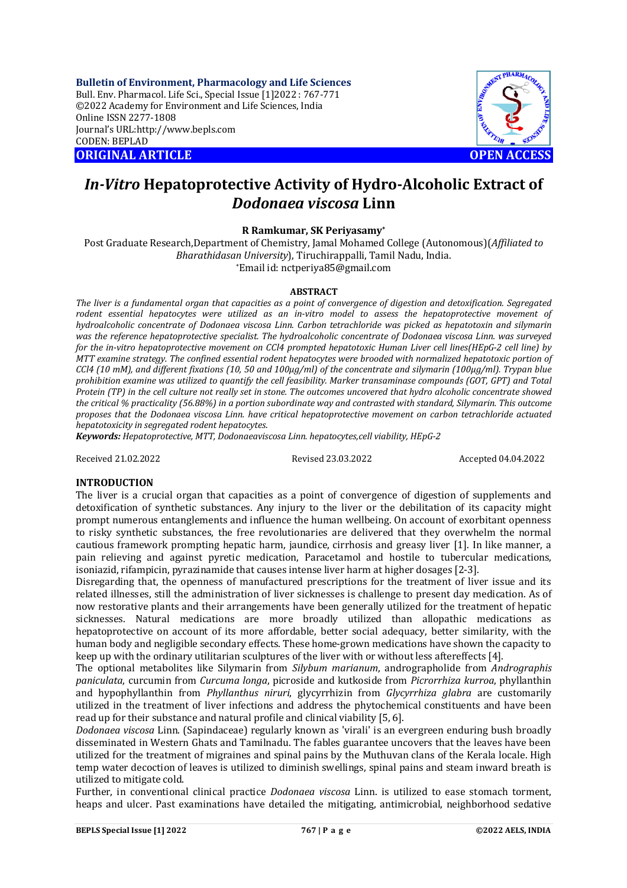**Bulletin of Environment, Pharmacology and Life Sciences**
Bull. Env. Pharmacol. Life Sci., Special Issue [1]2022 : 767-771
©2022 Academy for Environment and Life Sciences, India
Online ISSN 2277-1808
Journal's URL:http://www.bepls.com
CODEN: BEPLAD

**ORIGINAL ARTICLE** **OPEN ACCESS**

# *In-Vitro* Hepatoprotective Activity of Hydro-Alcoholic Extract of *Dodonaea viscosa* Linn

**R Ramkumar, SK Periyasamy***

Post Graduate Research,Department of Chemistry, Jamal Mohamed College (Autonomous)(*Affiliated to Bharathidasan University*), Tiruchirappalli, Tamil Nadu, India.
*Email id: nctperiya85@gmail.com

## ABSTRACT

*The liver is a fundamental organ that capacities as a point of convergence of digestion and detoxification. Segregated rodent essential hepatocytes were utilized as an in-vitro model to assess the hepatoprotective movement of hydroalcoholic concentrate of Dodonaea viscosa Linn. Carbon tetrachloride was picked as hepatotoxin and silymarin was the reference hepatoprotective specialist. The hydroalcoholic concentrate of Dodonaea viscosa Linn. was surveyed for the in-vitro hepatoprotective movement on CCl4 prompted hepatotoxic Human Liver cell lines(HEpG-2 cell line) by MTT examine strategy. The confined essential rodent hepatocytes were brooded with normalized hepatotoxic portion of CCl4 (10 mM), and different fixations (10, 50 and 100µg/ml) of the concentrate and silymarin (100µg/ml). Trypan blue prohibition examine was utilized to quantify the cell feasibility. Marker transaminase compounds (GOT, GPT) and Total Protein (TP) in the cell culture not really set in stone. The outcomes uncovered that hydro alcoholic concentrate showed the critical % practicality (56.88%) in a portion subordinate way and contrasted with standard, Silymarin. This outcome proposes that the Dodonaea viscosa Linn. have critical hepatoprotective movement on carbon tetrachloride actuated hepatotoxicity in segregated rodent hepatocytes.*

***Keywords:*** *Hepatoprotective, MTT, Dodonaeaviscosa Linn. hepatocytes,cell viability, HEpG-2*

Received 21.02.2022 Revised 23.03.2022 Accepted 04.04.2022

## INTRODUCTION

The liver is a crucial organ that capacities as a point of convergence of digestion of supplements and detoxification of synthetic substances. Any injury to the liver or the debilitation of its capacity might prompt numerous entanglements and influence the human wellbeing. On account of exorbitant openness to risky synthetic substances, the free revolutionaries are delivered that they overwhelm the normal cautious framework prompting hepatic harm, jaundice, cirrhosis and greasy liver [1]. In like manner, a pain relieving and against pyretic medication, Paracetamol and hostile to tubercular medications, isoniazid, rifampicin, pyrazinamide that causes intense liver harm at higher dosages [2-3].

Disregarding that, the openness of manufactured prescriptions for the treatment of liver issue and its related illnesses, still the administration of liver sicknesses is challenge to present day medication. As of now restorative plants and their arrangements have been generally utilized for the treatment of hepatic sicknesses. Natural medications are more broadly utilized than allopathic medications as hepatoprotective on account of its more affordable, better social adequacy, better similarity, with the human body and negligible secondary effects. These home-grown medications have shown the capacity to keep up with the ordinary utilitarian sculptures of the liver with or without less aftereffects [4].

The optional metabolites like Silymarin from *Silybum marianum*, andrographolide from *Andrographis paniculata*, curcumin from *Curcuma longa*, picroside and kutkoside from *Picrorrhiza kurroa*, phyllanthin and hypophyllanthin from *Phyllanthus niruri*, glycyrrhizin from *Glycyrrhiza glabra* are customarily utilized in the treatment of liver infections and address the phytochemical constituents and have been read up for their substance and natural profile and clinical viability [5, 6].

*Dodonaea viscosa* Linn. (Sapindaceae) regularly known as 'virali' is an evergreen enduring bush broadly disseminated in Western Ghats and Tamilnadu. The fables guarantee uncovers that the leaves have been utilized for the treatment of migraines and spinal pains by the Muthuvan clans of the Kerala locale. High temp water decoction of leaves is utilized to diminish swellings, spinal pains and steam inward breath is utilized to mitigate cold.

Further, in conventional clinical practice *Dodonaea viscosa* Linn. is utilized to ease stomach torment, heaps and ulcer. Past examinations have detailed the mitigating, antimicrobial, neighborhood sedative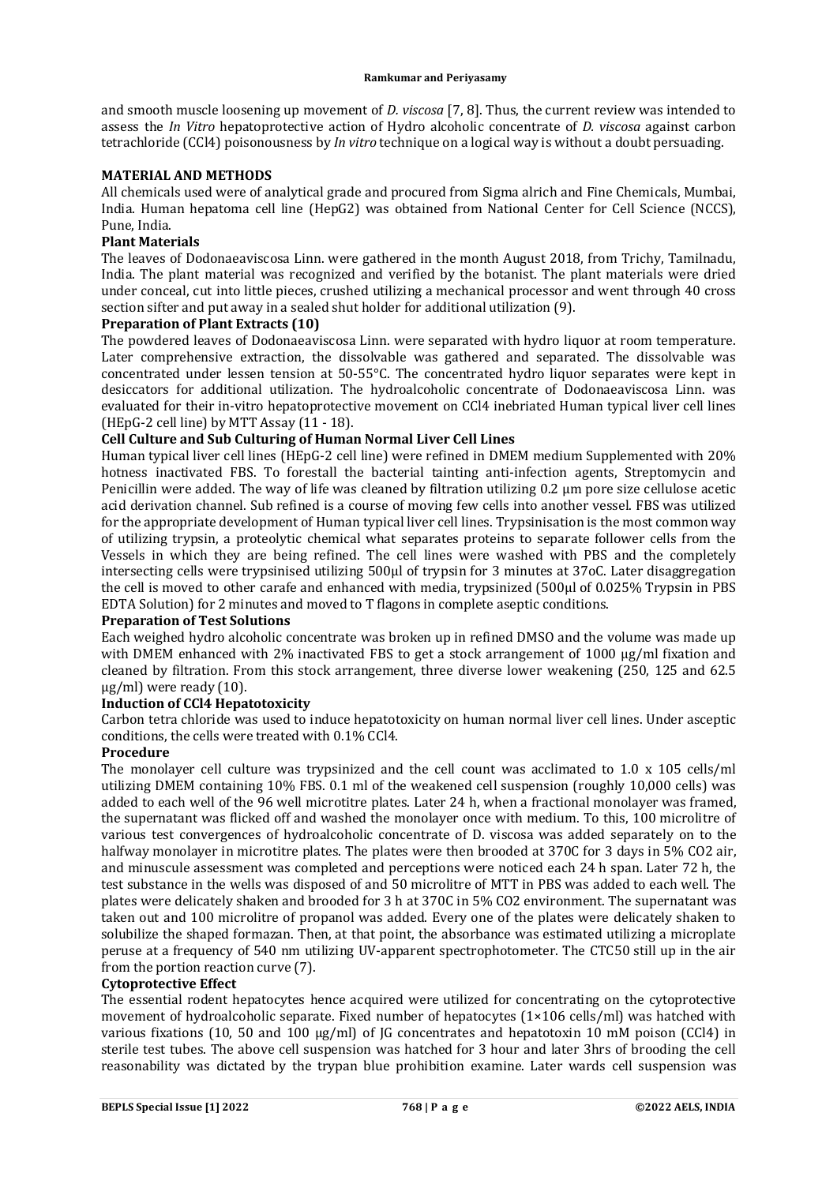and smooth muscle loosening up movement of *D. viscosa* [7, 8]. Thus, the current review was intended to assess the *In Vitro* hepatoprotective action of Hydro alcoholic concentrate of *D. viscosa* against carbon tetrachloride (CCl4) poisonousness by *In vitro* technique on a logical way is without a doubt persuading.

## MATERIAL AND METHODS

All chemicals used were of analytical grade and procured from Sigma alrich and Fine Chemicals, Mumbai, India. Human hepatoma cell line (HepG2) was obtained from National Center for Cell Science (NCCS), Pune, India.

### Plant Materials

The leaves of Dodonaeaviscosa Linn. were gathered in the month August 2018, from Trichy, Tamilnadu, India. The plant material was recognized and verified by the botanist. The plant materials were dried under conceal, cut into little pieces, crushed utilizing a mechanical processor and went through 40 cross section sifter and put away in a sealed shut holder for additional utilization (9).

### Preparation of Plant Extracts (10)

The powdered leaves of Dodonaeaviscosa Linn. were separated with hydro liquor at room temperature. Later comprehensive extraction, the dissolvable was gathered and separated. The dissolvable was concentrated under lessen tension at 50-55°C. The concentrated hydro liquor separates were kept in desiccators for additional utilization. The hydroalcoholic concentrate of Dodonaeaviscosa Linn. was evaluated for their in-vitro hepatoprotective movement on CCl4 inebriated Human typical liver cell lines (HEpG-2 cell line) by MTT Assay (11 - 18).

### Cell Culture and Sub Culturing of Human Normal Liver Cell Lines

Human typical liver cell lines (HEpG-2 cell line) were refined in DMEM medium Supplemented with 20% hotness inactivated FBS. To forestall the bacterial tainting anti-infection agents, Streptomycin and Penicillin were added. The way of life was cleaned by filtration utilizing 0.2 µm pore size cellulose acetic acid derivation channel. Sub refined is a course of moving few cells into another vessel. FBS was utilized for the appropriate development of Human typical liver cell lines. Trypsinisation is the most common way of utilizing trypsin, a proteolytic chemical what separates proteins to separate follower cells from the Vessels in which they are being refined. The cell lines were washed with PBS and the completely intersecting cells were trypsinised utilizing 500µl of trypsin for 3 minutes at 37oC. Later disaggregation the cell is moved to other carafe and enhanced with media, trypsinized (500µl of 0.025% Trypsin in PBS EDTA Solution) for 2 minutes and moved to T flagons in complete aseptic conditions.

### Preparation of Test Solutions

Each weighed hydro alcoholic concentrate was broken up in refined DMSO and the volume was made up with DMEM enhanced with 2% inactivated FBS to get a stock arrangement of 1000 µg/ml fixation and cleaned by filtration. From this stock arrangement, three diverse lower weakening (250, 125 and 62.5 µg/ml) were ready (10).

### Induction of CCl4 Hepatotoxicity

Carbon tetra chloride was used to induce hepatotoxicity on human normal liver cell lines. Under asceptic conditions, the cells were treated with 0.1% CCl4.

### Procedure

The monolayer cell culture was trypsinized and the cell count was acclimated to 1.0 x 105 cells/ml utilizing DMEM containing 10% FBS. 0.1 ml of the weakened cell suspension (roughly 10,000 cells) was added to each well of the 96 well microtitre plates. Later 24 h, when a fractional monolayer was framed, the supernatant was flicked off and washed the monolayer once with medium. To this, 100 microlitre of various test convergences of hydroalcoholic concentrate of D. viscosa was added separately on to the halfway monolayer in microtitre plates. The plates were then brooded at 370C for 3 days in 5% CO2 air, and minuscule assessment was completed and perceptions were noticed each 24 h span. Later 72 h, the test substance in the wells was disposed of and 50 microlitre of MTT in PBS was added to each well. The plates were delicately shaken and brooded for 3 h at 370C in 5% CO2 environment. The supernatant was taken out and 100 microlitre of propanol was added. Every one of the plates were delicately shaken to solubilize the shaped formazan. Then, at that point, the absorbance was estimated utilizing a microplate peruse at a frequency of 540 nm utilizing UV-apparent spectrophotometer. The CTC50 still up in the air from the portion reaction curve (7).

### Cytoprotective Effect

The essential rodent hepatocytes hence acquired were utilized for concentrating on the cytoprotective movement of hydroalcoholic separate. Fixed number of hepatocytes (1×106 cells/ml) was hatched with various fixations (10, 50 and 100 µg/ml) of JG concentrates and hepatotoxin 10 mM poison (CCl4) in sterile test tubes. The above cell suspension was hatched for 3 hour and later 3hrs of brooding the cell reasonability was dictated by the trypan blue prohibition examine. Later wards cell suspension was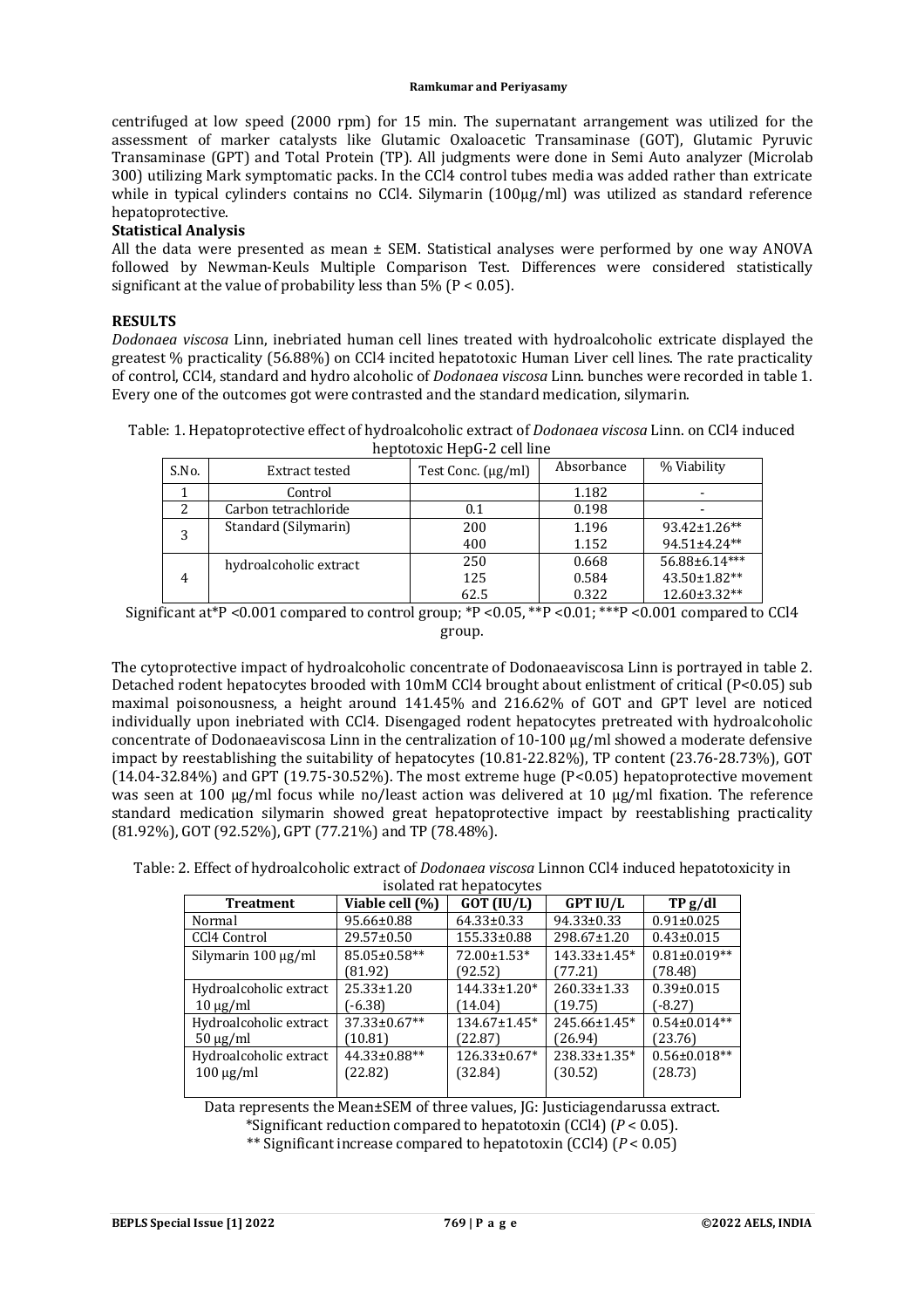centrifuged at low speed (2000 rpm) for 15 min. The supernatant arrangement was utilized for the assessment of marker catalysts like Glutamic Oxaloacetic Transaminase (GOT), Glutamic Pyruvic Transaminase (GPT) and Total Protein (TP). All judgments were done in Semi Auto analyzer (Microlab 300) utilizing Mark symptomatic packs. In the $CCl_4$ control tubes media was added rather than extricate while in typical cylinders contains no $CCl_4$. Silymarin (100µg/ml) was utilized as standard reference hepatoprotective.

**Statistical Analysis**

All the data were presented as mean ± SEM. Statistical analyses were performed by one way ANOVA followed by Newman-Keuls Multiple Comparison Test. Differences were considered statistically significant at the value of probability less than 5% ($P < 0.05$).

## RESULTS

*Dodonaea viscosa* Linn, inebriated human cell lines treated with hydroalcoholic extricate displayed the greatest % practicality (56.88%) on $CCl_4$ incited hepatotoxic Human Liver cell lines. The rate practicality of control, $CCl_4$, standard and hydro alcoholic of *Dodonaea viscosa* Linn. bunches were recorded in table 1. Every one of the outcomes got were contrasted and the standard medication, silymarin.

Table: 1. Hepatoprotective effect of hydroalcoholic extract of *Dodonaea viscosa* Linn. on $CCl_4$ induced heptotoxic HepG-2 cell line

| S.No. | Extract tested | Test Conc. (µg/ml) | Absorbance | % Viability |
|---|---|---|---|---|
| 1 | Control | | 1.182 | - |
| 2 | Carbon tetrachloride | 0.1 | 0.198 | - |
| 3 | Standard (Silymarin) | 200 | 1.196 | 93.42±1.26** |
| | | 400 | 1.152 | 94.51±4.24** |
| 4 | hydroalcoholic extract | 250 | 0.668 | 56.88±6.14*** |
| | | 125 | 0.584 | 43.50±1.82** |
| | | 62.5 | 0.322 | 12.60±3.32** |

Significant at*P <0.001 compared to control group; *P <0.05, **P <0.01; ***P <0.001 compared to $CCl_4$ group.

The cytoprotective impact of hydroalcoholic concentrate of Dodonaeaviscosa Linn is portrayed in table 2. Detached rodent hepatocytes brooded with 10mM $CCl_4$ brought about enlistment of critical ($P<0.05$) sub maximal poisonousness, a height around 141.45% and 216.62% of GOT and GPT level are noticed individually upon inebriated with $CCl_4$. Disengaged rodent hepatocytes pretreated with hydroalcoholic concentrate of Dodonaeaviscosa Linn in the centralization of 10-100 µg/ml showed a moderate defensive impact by reestablishing the suitability of hepatocytes (10.81-22.82%), TP content (23.76-28.73%), GOT (14.04-32.84%) and GPT (19.75-30.52%). The most extreme huge ($P<0.05$) hepatoprotective movement was seen at 100 µg/ml focus while no/least action was delivered at 10 µg/ml fixation. The reference standard medication silymarin showed great hepatoprotective impact by reestablishing practicality (81.92%), GOT (92.52%), GPT (77.21%) and TP (78.48%).

Table: 2. Effect of hydroalcoholic extract of *Dodonaea viscosa* Linnon $CCl_4$ induced hepatotoxicity in isolated rat hepatocytes

| Treatment | Viable cell (%) | GOT (IU/L) | GPT IU/L | TP g/dl |
|---|---|---|---|---|
| Normal | 95.66±0.88 | 64.33±0.33 | 94.33±0.33 | 0.91±0.025 |
| CCl4 Control | 29.57±0.50 | 155.33±0.88 | 298.67±1.20 | 0.43±0.015 |
| Silymarin 100 µg/ml | 85.05±0.58** (81.92) | 72.00±1.53* (92.52) | 143.33±1.45* (77.21) | 0.81±0.019** (78.48) |
| Hydroalcoholic extract 10 µg/ml | 25.33±1.20 (-6.38) | 144.33±1.20* (14.04) | 260.33±1.33 (19.75) | 0.39±0.015 (-8.27) |
| Hydroalcoholic extract 50 µg/ml | 37.33±0.67** (10.81) | 134.67±1.45* (22.87) | 245.66±1.45* (26.94) | 0.54±0.014** (23.76) |
| Hydroalcoholic extract 100 µg/ml | 44.33±0.88** (22.82) | 126.33±0.67* (32.84) | 238.33±1.35* (30.52) | 0.56±0.018** (28.73) |

Data represents the Mean±SEM of three values, JG: Justiciagendarussa extract.
*Significant reduction compared to hepatotoxin ($CCl_4$) ($P < 0.05$).
** Significant increase compared to hepatotoxin ($CCl_4$) ($P < 0.05$)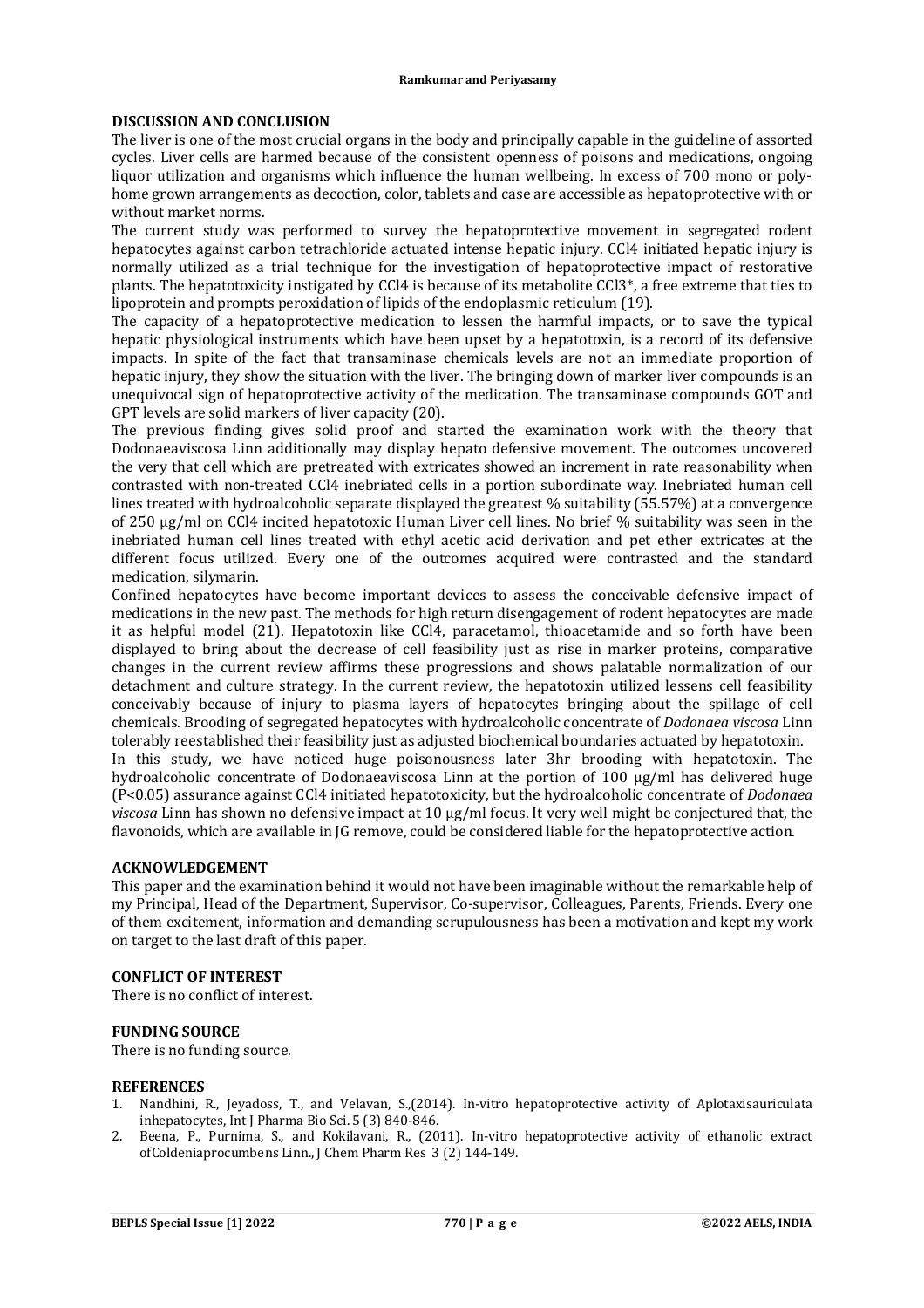## DISCUSSION AND CONCLUSION

The liver is one of the most crucial organs in the body and principally capable in the guideline of assorted cycles. Liver cells are harmed because of the consistent openness of poisons and medications, ongoing liquor utilization and organisms which influence the human wellbeing. In excess of 700 mono or poly-home grown arrangements as decoction, color, tablets and case are accessible as hepatoprotective with or without market norms.

The current study was performed to survey the hepatoprotective movement in segregated rodent hepatocytes against carbon tetrachloride actuated intense hepatic injury. $CCl_4$ initiated hepatic injury is normally utilized as a trial technique for the investigation of hepatoprotective impact of restorative plants. The hepatotoxicity instigated by $CCl_4$ is because of its metabolite $CCl_3^*$, a free extreme that ties to lipoprotein and prompts peroxidation of lipids of the endoplasmic reticulum (19).

The capacity of a hepatoprotective medication to lessen the harmful impacts, or to save the typical hepatic physiological instruments which have been upset by a hepatotoxin, is a record of its defensive impacts. In spite of the fact that transaminase chemicals levels are not an immediate proportion of hepatic injury, they show the situation with the liver. The bringing down of marker liver compounds is an unequivocal sign of hepatoprotective activity of the medication. The transaminase compounds GOT and GPT levels are solid markers of liver capacity (20).

The previous finding gives solid proof and started the examination work with the theory that Dodonaeaviscosa Linn additionally may display hepato defensive movement. The outcomes uncovered the very that cell which are pretreated with extricates showed an increment in rate reasonability when contrasted with non-treated $CCl_4$ inebriated cells in a portion subordinate way. Inebriated human cell lines treated with hydroalcoholic separate displayed the greatest % suitability (55.57%) at a convergence of 250 µg/ml on $CCl_4$ incited hepatotoxic Human Liver cell lines. No brief % suitability was seen in the inebriated human cell lines treated with ethyl acetic acid derivation and pet ether extricates at the different focus utilized. Every one of the outcomes acquired were contrasted and the standard medication, silymarin.

Confined hepatocytes have become important devices to assess the conceivable defensive impact of medications in the new past. The methods for high return disengagement of rodent hepatocytes are made it as helpful model (21). Hepatotoxin like $CCl_4$, paracetamol, thioacetamide and so forth have been displayed to bring about the decrease of cell feasibility just as rise in marker proteins, comparative changes in the current review affirms these progressions and shows palatable normalization of our detachment and culture strategy. In the current review, the hepatotoxin utilized lessens cell feasibility conceivably because of injury to plasma layers of hepatocytes bringing about the spillage of cell chemicals. Brooding of segregated hepatocytes with hydroalcoholic concentrate of *Dodonaea viscosa* Linn tolerably reestablished their feasibility just as adjusted biochemical boundaries actuated by hepatotoxin.

In this study, we have noticed huge poisonousness later 3hr brooding with hepatotoxin. The hydroalcoholic concentrate of Dodonaeaviscosa Linn at the portion of 100 µg/ml has delivered huge ($P<0.05$) assurance against $CCl_4$ initiated hepatotoxicity, but the hydroalcoholic concentrate of *Dodonaea viscosa* Linn has shown no defensive impact at 10 µg/ml focus. It very well might be conjectured that, the flavonoids, which are available in JG remove, could be considered liable for the hepatoprotective action.

## ACKNOWLEDGEMENT

This paper and the examination behind it would not have been imaginable without the remarkable help of my Principal, Head of the Department, Supervisor, Co-supervisor, Colleagues, Parents, Friends. Every one of them excitement, information and demanding scrupulousness has been a motivation and kept my work on target to the last draft of this paper.

## CONFLICT OF INTEREST

There is no conflict of interest.

## FUNDING SOURCE

There is no funding source.

## REFERENCES

1. Nandhini, R., Jeyadoss, T., and Velavan, S.,(2014). In-vitro hepatoprotective activity of Aplotaxisauriculata inhepatocytes, Int J Pharma Bio Sci. 5 (3) 840-846.
2. Beena, P., Purnima, S., and Kokilavani, R., (2011). In-vitro hepatoprotective activity of ethanolic extract ofColdeniaprocumbens Linn., J Chem Pharm Res 3 (2) 144-149.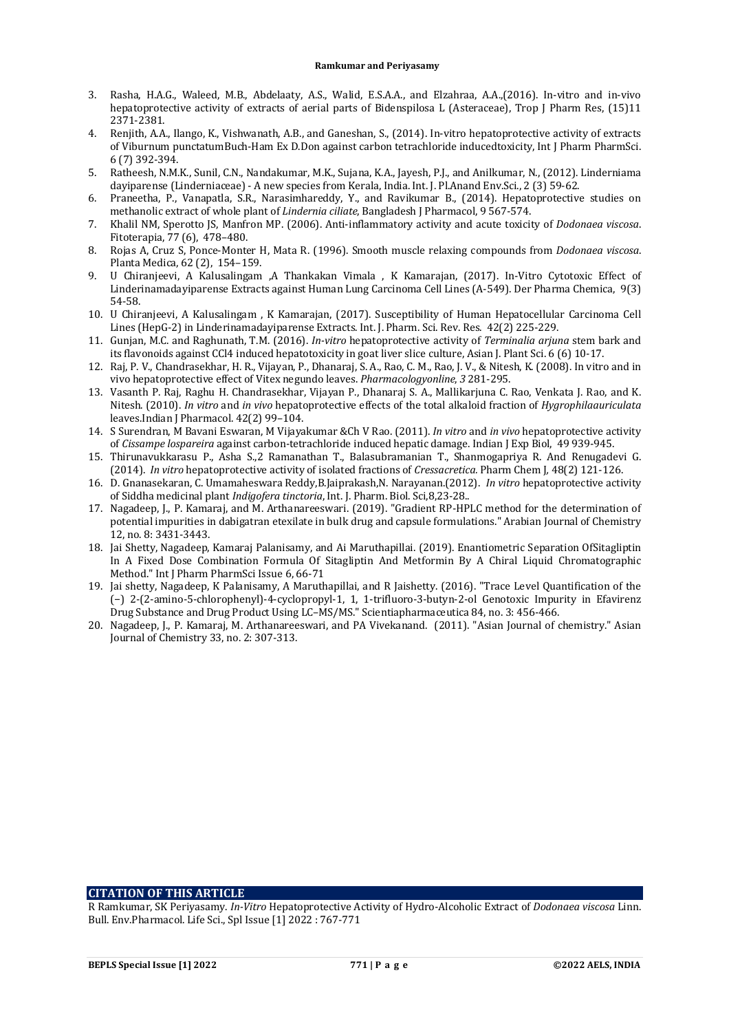3. Rasha, H.A.G., Waleed, M.B., Abdelaaty, A.S., Walid, E.S.A.A., and Elzahraa, A.A.,(2016). In-vitro and in-vivo hepatoprotective activity of extracts of aerial parts of Bidenspilosa L (Asteraceae), Trop J Pharm Res, (15)11 2371-2381.
4. Renjith, A.A., Ilango, K., Vishwanath, A.B., and Ganeshan, S., (2014). In-vitro hepatoprotective activity of extracts of Viburnum punctatumBuch-Ham Ex D.Don against carbon tetrachloride inducedtoxicity, Int J Pharm PharmSci. 6 (7) 392-394.
5. Ratheesh, N.M.K., Sunil, C.N., Nandakumar, M.K., Sujana, K.A., Jayesh, P.J., and Anilkumar, N., (2012). Linderniama dayiparense (Linderniaceae) - A new species from Kerala, India. Int. J. Pl.Anand Env.Sci., 2 (3) 59-62.
6. Praneetha, P., Vanapatla, S.R., Narasimhareddy, Y., and Ravikumar B., (2014). Hepatoprotective studies on methanolic extract of whole plant of *Lindernia ciliate*, Bangladesh J Pharmacol, 9 567-574.
7. Khalil NM, Sperotto JS, Manfron MP. (2006). Anti-inflammatory activity and acute toxicity of *Dodonaea viscosa*. Fitoterapia, 77 (6), 478–480.
8. Rojas A, Cruz S, Ponce-Monter H, Mata R. (1996). Smooth muscle relaxing compounds from *Dodonaea viscosa*. Planta Medica, 62 (2), 154–159.
9. U Chiranjeevi, A Kalusalingam ,A Thankakan Vimala , K Kamarajan, (2017). In-Vitro Cytotoxic Effect of Linderinamadayiparense Extracts against Human Lung Carcinoma Cell Lines (A-549). Der Pharma Chemica, 9(3) 54-58.
10. U Chiranjeevi, A Kalusalingam , K Kamarajan, (2017). Susceptibility of Human Hepatocellular Carcinoma Cell Lines (HepG-2) in Linderinamadayiparense Extracts. Int. J. Pharm. Sci. Rev. Res. 42(2) 225-229.
11. Gunjan, M.C. and Raghunath, T.M. (2016). *In-vitro* hepatoprotective activity of *Terminalia arjuna* stem bark and its flavonoids against CCl4 induced hepatotoxicity in goat liver slice culture, Asian J. Plant Sci. 6 (6) 10-17.
12. Raj, P. V., Chandrasekhar, H. R., Vijayan, P., Dhanaraj, S. A., Rao, C. M., Rao, J. V., & Nitesh, K. (2008). In vitro and in vivo hepatoprotective effect of Vitex negundo leaves. *Pharmacologyonline*, *3* 281-295.
13. Vasanth P. Raj, Raghu H. Chandrasekhar, Vijayan P., Dhanaraj S. A., Mallikarjuna C. Rao, Venkata J. Rao, and K. Nitesh. (2010). *In vitro* and *in vivo* hepatoprotective effects of the total alkaloid fraction of *Hygrophilaauriculata* leaves.Indian J Pharmacol. 42(2) 99–104.
14. S Surendran, M Bavani Eswaran, M Vijayakumar &Ch V Rao. (2011). *In vitro* and *in vivo* hepatoprotective activity of *Cissampe lospareira* against carbon-tetrachloride induced hepatic damage. Indian J Exp Biol, 49 939-945.
15. Thirunavukkarasu P., Asha S.,2 Ramanathan T., Balasubramanian T., Shanmogapriya R. And Renugadevi G. (2014). *In vitro* hepatoprotective activity of isolated fractions of *Cressacretica.* Pharm Chem J, 48(2) 121-126.
16. D. Gnanasekaran, C. Umamaheswara Reddy,B.Jaiprakash,N. Narayanan.(2012). *In vitro* hepatoprotective activity of Siddha medicinal plant *Indigofera tinctoria*, Int. J. Pharm. Biol. Sci,8,23-28..
17. Nagadeep, J., P. Kamaraj, and M. Arthanareeswari. (2019). "Gradient RP-HPLC method for the determination of potential impurities in dabigatran etexilate in bulk drug and capsule formulations." Arabian Journal of Chemistry 12, no. 8: 3431-3443.
18. Jai Shetty, Nagadeep, Kamaraj Palanisamy, and Ai Maruthapillai. (2019). Enantiometric Separation OfSitagliptin In A Fixed Dose Combination Formula Of Sitagliptin And Metformin By A Chiral Liquid Chromatographic Method." Int J Pharm PharmSci Issue 6, 66-71
19. Jai shetty, Nagadeep, K Palanisamy, A Maruthapillai, and R Jaishetty. (2016). "Trace Level Quantification of the (−) 2-(2-amino-5-chlorophenyl)-4-cyclopropyl-1, 1, 1-trifluoro-3-butyn-2-ol Genotoxic Impurity in Efavirenz Drug Substance and Drug Product Using LC–MS/MS." Scientiapharmaceutica 84, no. 3: 456-466.
20. Nagadeep, J., P. Kamaraj, M. Arthanareeswari, and PA Vivekanand. (2011). "Asian Journal of chemistry." Asian Journal of Chemistry 33, no. 2: 307-313.

**CITATION OF THIS ARTICLE**

R Ramkumar, SK Periyasamy. *In-Vitro* Hepatoprotective Activity of Hydro-Alcoholic Extract of *Dodonaea viscosa* Linn. Bull. Env.Pharmacol. Life Sci., Spl Issue [1] 2022 : 767-771